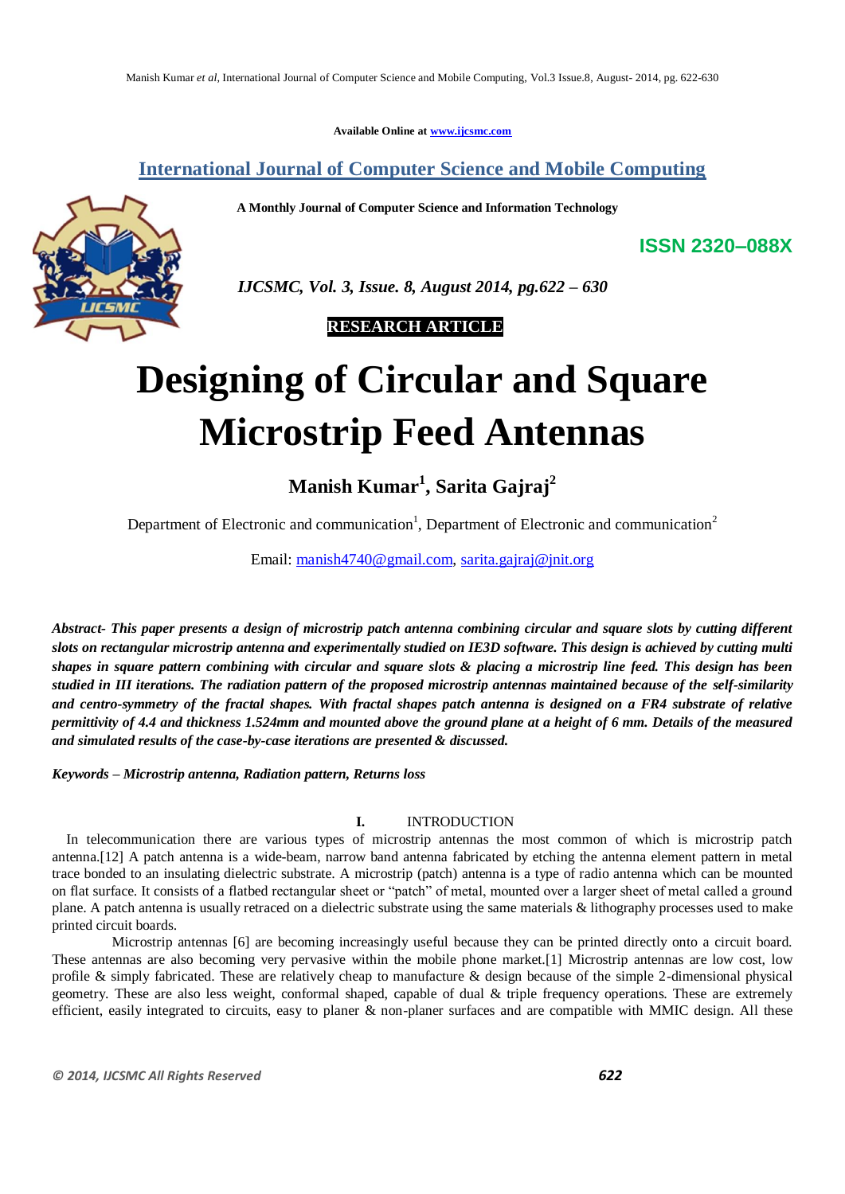Available Online at www.ijcsmc.com

**International Journal of Computer Science and Mobile Computing**

**A Monthly Journal of Computer Science and Information Technology**

**ISSN 2320–088X**

*IJCSMC, Vol. 3, Issue. 8, August 2014, pg.622 – 630*

**RESEARCH ARTICLE**

# Designing of Circular and Square Microstrip Feed Antennas

**Manish Kumar[1], Sarita Gajraj[2]**

Department of Electronic and communication[1], Department of Electronic and communication[2]

Email: manish4740@gmail.com, sarita.gajraj@jnit.org

***Abstract- This paper presents a design of microstrip patch antenna combining circular and square slots by cutting different slots on rectangular microstrip antenna and experimentally studied on IE3D software. This design is achieved by cutting multi shapes in square pattern combining with circular and square slots & placing a microstrip line feed. This design has been studied in III iterations. The radiation pattern of the proposed microstrip antennas maintained because of the self-similarity and centro-symmetry of the fractal shapes. With fractal shapes patch antenna is designed on a FR4 substrate of relative permittivity of 4.4 and thickness 1.524mm and mounted above the ground plane at a height of 6 mm. Details of the measured and simulated results of the case-by-case iterations are presented & discussed.***

***Keywords – Microstrip antenna, Radiation pattern, Returns loss***

## I. INTRODUCTION

In telecommunication there are various types of microstrip antennas the most common of which is microstrip patch antenna.[12] A patch antenna is a wide-beam, narrow band antenna fabricated by etching the antenna element pattern in metal trace bonded to an insulating dielectric substrate. A microstrip (patch) antenna is a type of radio antenna which can be mounted on flat surface. It consists of a flatbed rectangular sheet or "patch" of metal, mounted over a larger sheet of metal called a ground plane. A patch antenna is usually retraced on a dielectric substrate using the same materials & lithography processes used to make printed circuit boards.

Microstrip antennas [6] are becoming increasingly useful because they can be printed directly onto a circuit board. These antennas are also becoming very pervasive within the mobile phone market.[1] Microstrip antennas are low cost, low profile & simply fabricated. These are relatively cheap to manufacture & design because of the simple 2-dimensional physical geometry. These are also less weight, conformal shaped, capable of dual & triple frequency operations. These are extremely efficient, easily integrated to circuits, easy to planer & non-planer surfaces and are compatible with MMIC design. All these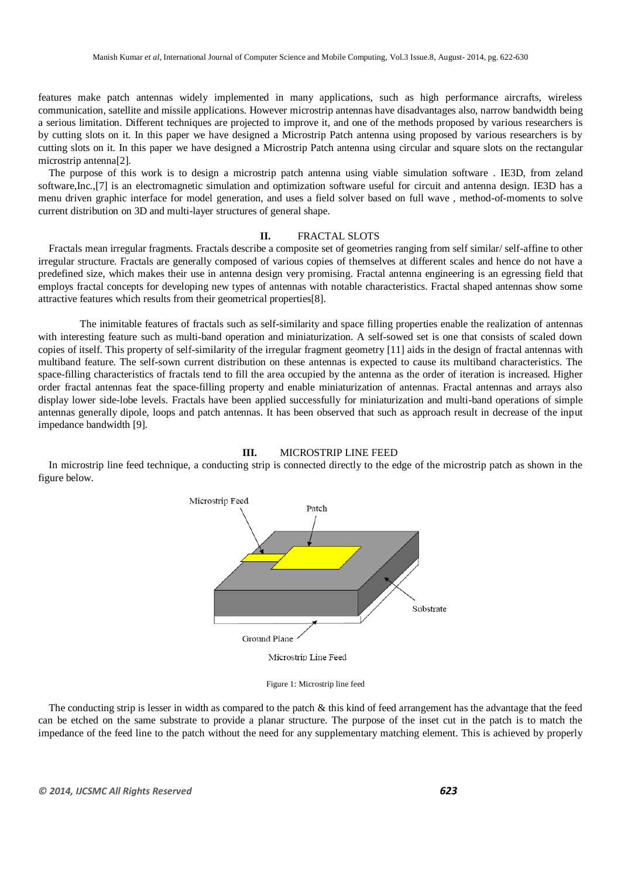features make patch antennas widely implemented in many applications, such as high performance aircrafts, wireless communication, satellite and missile applications. However microstrip antennas have disadvantages also, narrow bandwidth being a serious limitation. Different techniques are projected to improve it, and one of the methods proposed by various researchers is by cutting slots on it. In this paper we have designed a Microstrip Patch antenna using proposed by various researchers is by cutting slots on it. In this paper we have designed a Microstrip Patch antenna using circular and square slots on the rectangular microstrip antenna[2].

The purpose of this work is to design a microstrip patch antenna using viable simulation software . IE3D, from zeland software,Inc.,[7] is an electromagnetic simulation and optimization software useful for circuit and antenna design. IE3D has a menu driven graphic interface for model generation, and uses a field solver based on full wave , method-of-moments to solve current distribution on 3D and multi-layer structures of general shape.

## II. FRACTAL SLOTS

Fractals mean irregular fragments. Fractals describe a composite set of geometries ranging from self similar/ self-affine to other irregular structure. Fractals are generally composed of various copies of themselves at different scales and hence do not have a predefined size, which makes their use in antenna design very promising. Fractal antenna engineering is an egressing field that employs fractal concepts for developing new types of antennas with notable characteristics. Fractal shaped antennas show some attractive features which results from their geometrical properties[8].

The inimitable features of fractals such as self-similarity and space filling properties enable the realization of antennas with interesting feature such as multi-band operation and miniaturization. A self-sowed set is one that consists of scaled down copies of itself. This property of self-similarity of the irregular fragment geometry [11] aids in the design of fractal antennas with multiband feature. The self-sown current distribution on these antennas is expected to cause its multiband characteristics. The space-filling characteristics of fractals tend to fill the area occupied by the antenna as the order of iteration is increased. Higher order fractal antennas feat the space-filling property and enable miniaturization of antennas. Fractal antennas and arrays also display lower side-lobe levels. Fractals have been applied successfully for miniaturization and multi-band operations of simple antennas generally dipole, loops and patch antennas. It has been observed that such as approach result in decrease of the input impedance bandwidth [9].

## III. MICROSTRIP LINE FEED

In microstrip line feed technique, a conducting strip is connected directly to the edge of the microstrip patch as shown in the figure below.

Microstrip Feed

Patch

Substrate

Ground Plane

Microstrip Line Feed

Figure 1: Microstrip line feed

The conducting strip is lesser in width as compared to the patch & this kind of feed arrangement has the advantage that the feed can be etched on the same substrate to provide a planar structure. The purpose of the inset cut in the patch is to match the impedance of the feed line to the patch without the need for any supplementary matching element. This is achieved by properly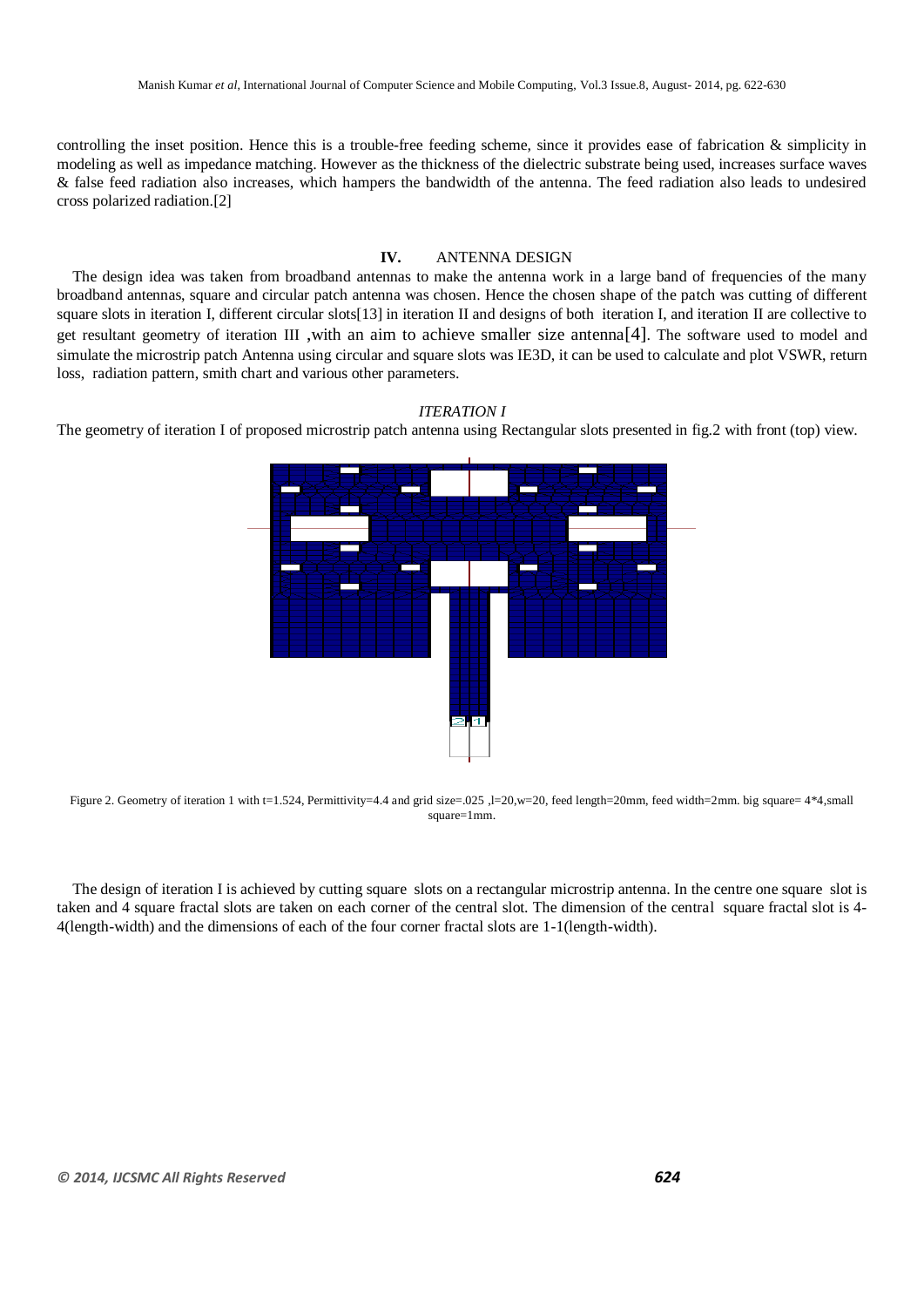controlling the inset position. Hence this is a trouble-free feeding scheme, since it provides ease of fabrication & simplicity in modeling as well as impedance matching. However as the thickness of the dielectric substrate being used, increases surface waves & false feed radiation also increases, which hampers the bandwidth of the antenna. The feed radiation also leads to undesired cross polarized radiation.[2]

## IV. ANTENNA DESIGN

The design idea was taken from broadband antennas to make the antenna work in a large band of frequencies of the many broadband antennas, square and circular patch antenna was chosen. Hence the chosen shape of the patch was cutting of different square slots in iteration I, different circular slots[13] in iteration II and designs of both iteration I, and iteration II are collective to get resultant geometry of iteration III ,with an aim to achieve smaller size antenna[4]. The software used to model and simulate the microstrip patch Antenna using circular and square slots was IE3D, it can be used to calculate and plot VSWR, return loss, radiation pattern, smith chart and various other parameters.

### *ITERATION I*

The geometry of iteration I of proposed microstrip patch antenna using Rectangular slots presented in fig.2 with front (top) view.

Figure 2. Geometry of iteration 1 with t=1.524, Permittivity=4.4 and grid size=.025 ,l=20,w=20, feed length=20mm, feed width=2mm. big square= 4*4,small square=1mm.

The design of iteration I is achieved by cutting square slots on a rectangular microstrip antenna. In the centre one square slot is taken and 4 square fractal slots are taken on each corner of the central slot. The dimension of the central square fractal slot is 4-4(length-width) and the dimensions of each of the four corner fractal slots are 1-1(length-width).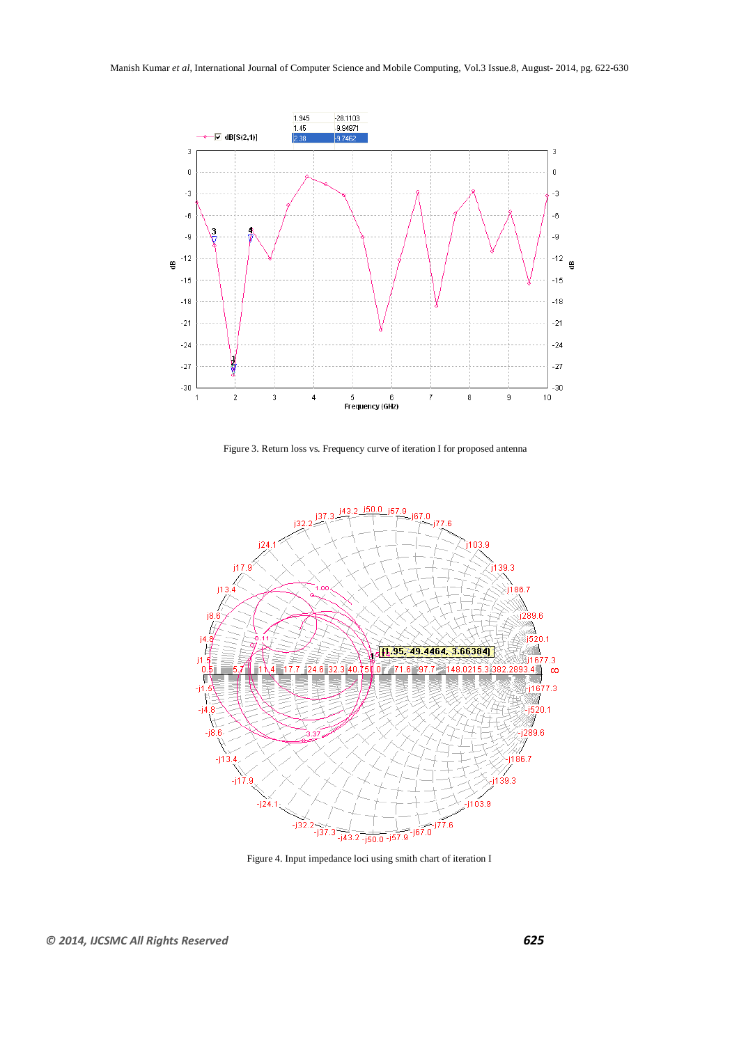Figure 3. Return loss vs. Frequency curve of iteration I for proposed antenna

Figure 4. Input impedance loci using smith chart of iteration I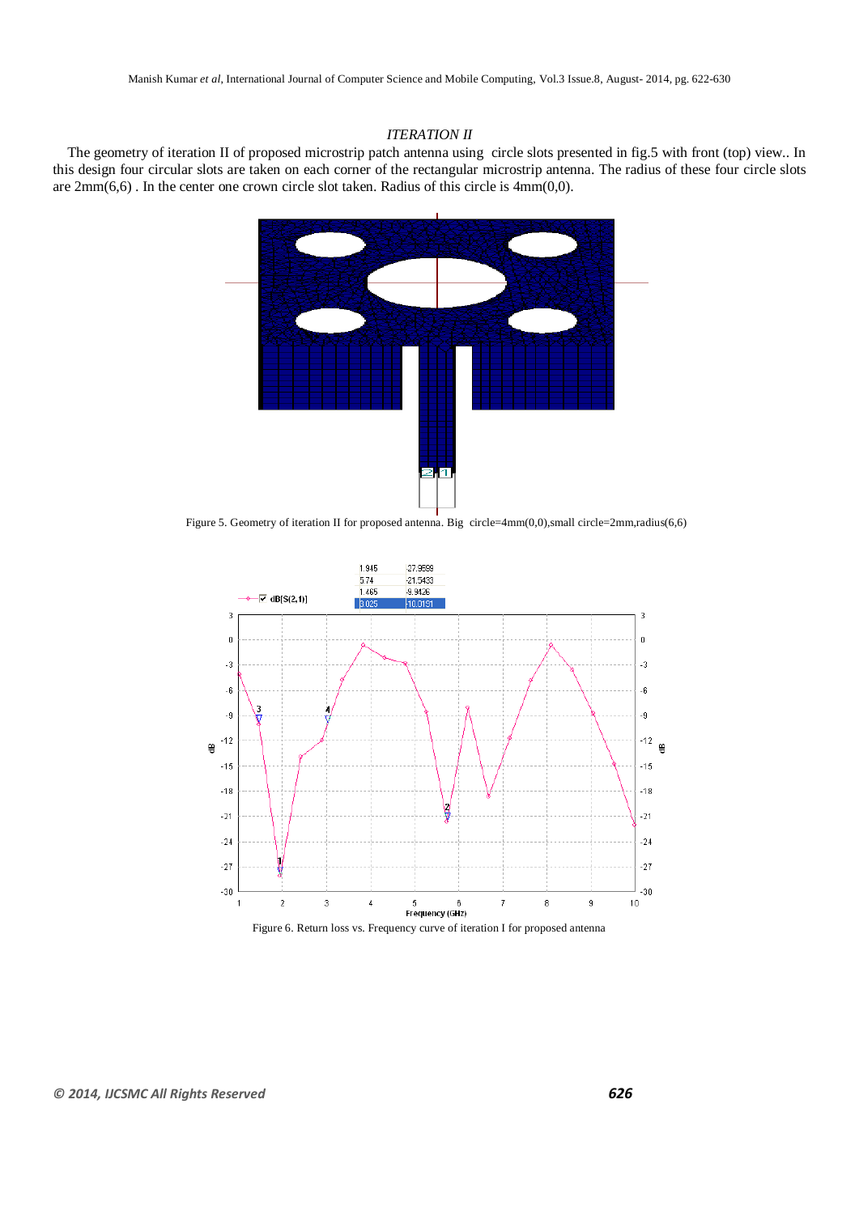*ITERATION II*

The geometry of iteration II of proposed microstrip patch antenna using circle slots presented in fig.5 with front (top) view.. In this design four circular slots are taken on each corner of the rectangular microstrip antenna. The radius of these four circle slots are 2mm(6,6) . In the center one crown circle slot taken. Radius of this circle is 4mm(0,0).

Figure 5. Geometry of iteration II for proposed antenna. Big circle=4mm(0,0),small circle=2mm,radius(6,6)

Figure 6. Return loss vs. Frequency curve of iteration I for proposed antenna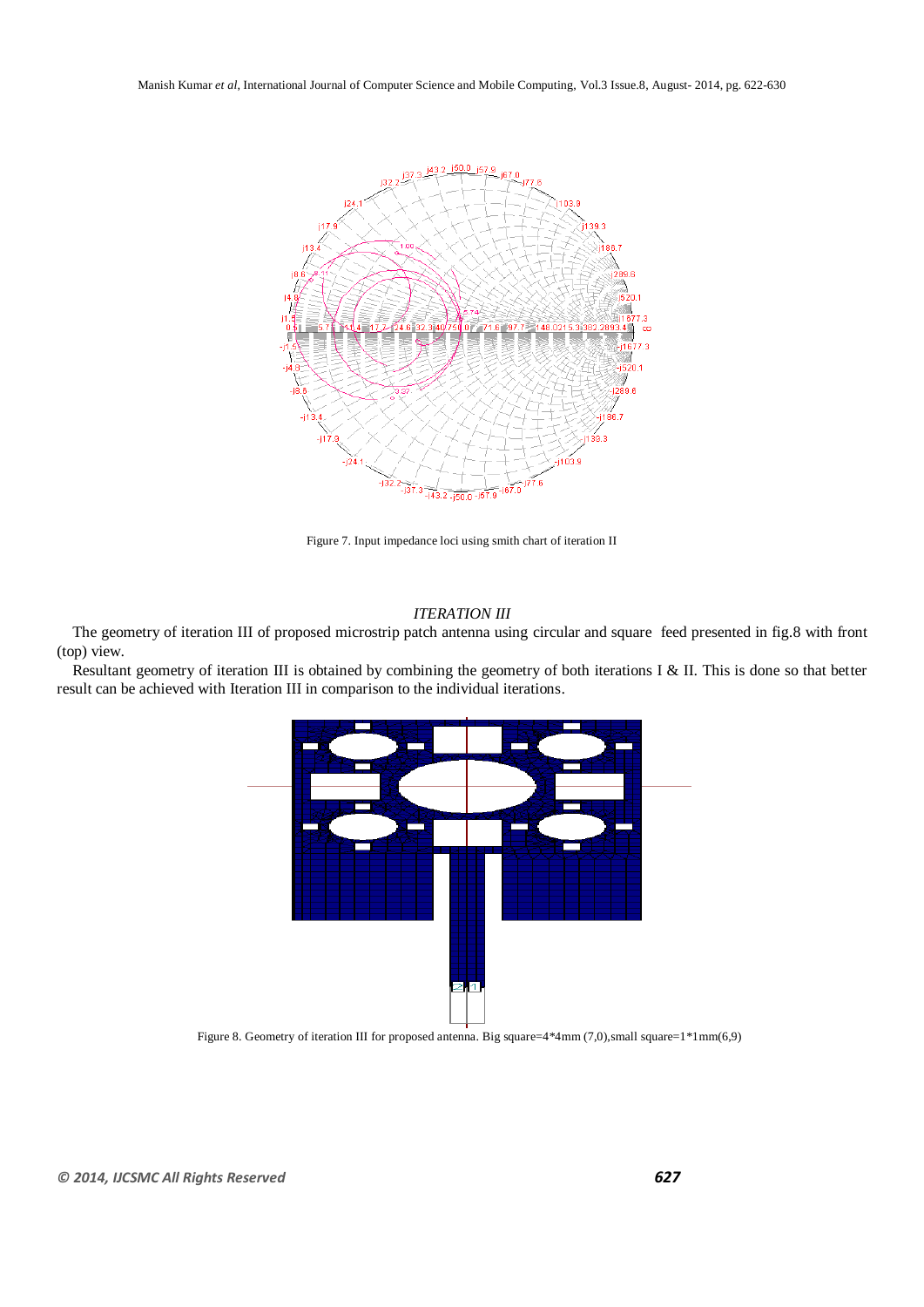Figure 7. Input impedance loci using smith chart of iteration II

*ITERATION III*

The geometry of iteration III of proposed microstrip patch antenna using circular and square feed presented in fig.8 with front (top) view.

Resultant geometry of iteration III is obtained by combining the geometry of both iterations I & II. This is done so that better result can be achieved with Iteration III in comparison to the individual iterations.

Figure 8. Geometry of iteration III for proposed antenna. Big square=4*4mm (7,0),small square=1*1mm(6,9)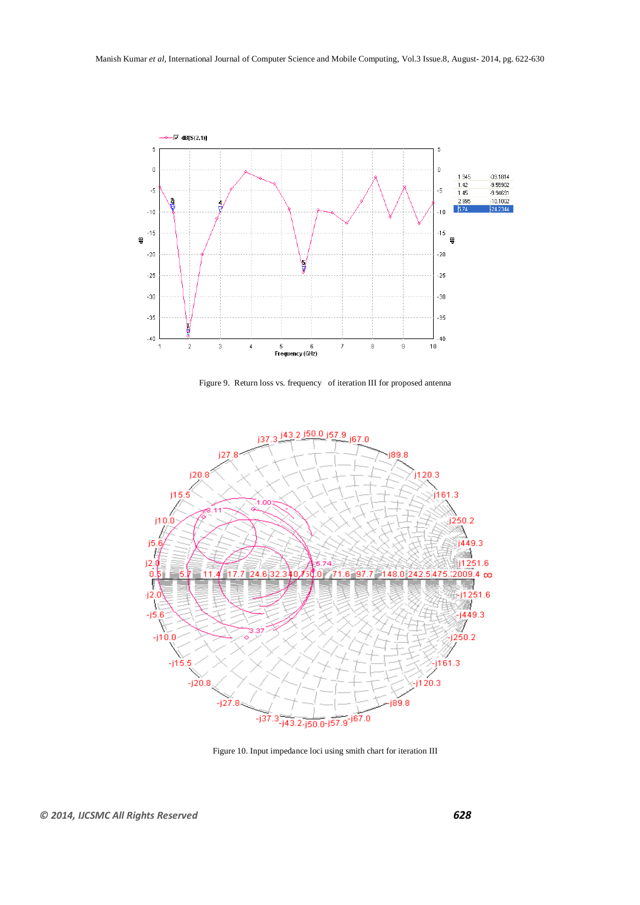Figure 9. Return loss vs. frequency of iteration III for proposed antenna

Figure 10. Input impedance loci using smith chart for iteration III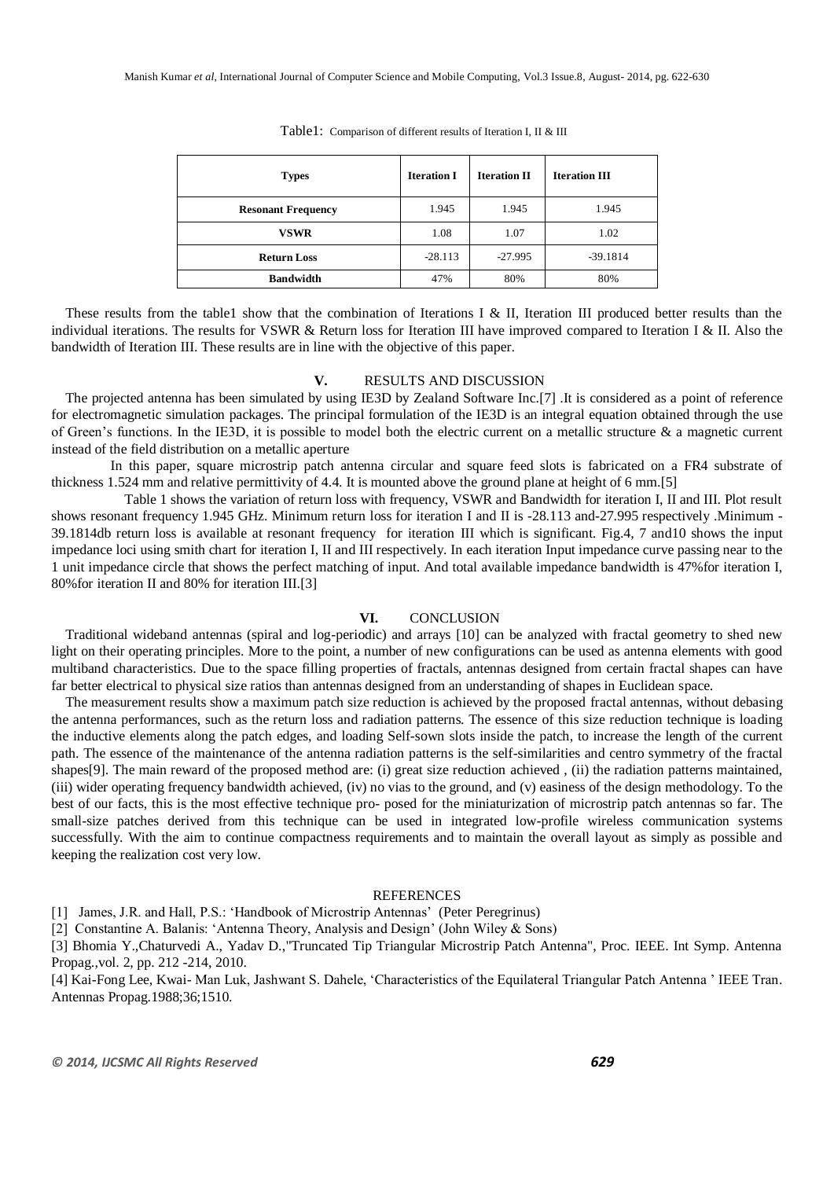Table1: Comparison of different results of Iteration I, II & III

| Types | Iteration I | Iteration II | Iteration III |
|---|---|---|---|
| Resonant Frequency | 1.945 | 1.945 | 1.945 |
| VSWR | 1.08 | 1.07 | 1.02 |
| Return Loss | -28.113 | -27.995 | -39.1814 |
| Bandwidth | 47% | 80% | 80% |

These results from the table1 show that the combination of Iterations I & II, Iteration III produced better results than the individual iterations. The results for VSWR & Return loss for Iteration III have improved compared to Iteration I & II. Also the bandwidth of Iteration III. These results are in line with the objective of this paper.

## V. RESULTS AND DISCUSSION

The projected antenna has been simulated by using IE3D by Zealand Software Inc.[7] .It is considered as a point of reference for electromagnetic simulation packages. The principal formulation of the IE3D is an integral equation obtained through the use of Green's functions. In the IE3D, it is possible to model both the electric current on a metallic structure & a magnetic current instead of the field distribution on a metallic aperture

In this paper, square microstrip patch antenna circular and square feed slots is fabricated on a FR4 substrate of thickness 1.524 mm and relative permittivity of 4.4. It is mounted above the ground plane at height of 6 mm.[5]

Table 1 shows the variation of return loss with frequency, VSWR and Bandwidth for iteration I, II and III. Plot result shows resonant frequency 1.945 GHz. Minimum return loss for iteration I and II is -28.113 and-27.995 respectively .Minimum -39.1814db return loss is available at resonant frequency for iteration III which is significant. Fig.4, 7 and10 shows the input impedance loci using smith chart for iteration I, II and III respectively. In each iteration Input impedance curve passing near to the 1 unit impedance circle that shows the perfect matching of input. And total available impedance bandwidth is 47%for iteration I, 80%for iteration II and 80% for iteration III.[3]

## VI. CONCLUSION

Traditional wideband antennas (spiral and log-periodic) and arrays [10] can be analyzed with fractal geometry to shed new light on their operating principles. More to the point, a number of new configurations can be used as antenna elements with good multiband characteristics. Due to the space filling properties of fractals, antennas designed from certain fractal shapes can have far better electrical to physical size ratios than antennas designed from an understanding of shapes in Euclidean space.

The measurement results show a maximum patch size reduction is achieved by the proposed fractal antennas, without debasing the antenna performances, such as the return loss and radiation patterns. The essence of this size reduction technique is loading the inductive elements along the patch edges, and loading Self-sown slots inside the patch, to increase the length of the current path. The essence of the maintenance of the antenna radiation patterns is the self-similarities and centro symmetry of the fractal shapes[9]. The main reward of the proposed method are: (i) great size reduction achieved , (ii) the radiation patterns maintained, (iii) wider operating frequency bandwidth achieved, (iv) no vias to the ground, and (v) easiness of the design methodology. To the best of our facts, this is the most effective technique pro- posed for the miniaturization of microstrip patch antennas so far. The small-size patches derived from this technique can be used in integrated low-profile wireless communication systems successfully. With the aim to continue compactness requirements and to maintain the overall layout as simply as possible and keeping the realization cost very low.

## REFERENCES

[1] James, J.R. and Hall, P.S.: 'Handbook of Microstrip Antennas' (Peter Peregrinus)

[2] Constantine A. Balanis: 'Antenna Theory, Analysis and Design' (John Wiley & Sons)

[3] Bhomia Y.,Chaturvedi A., Yadav D.,"Truncated Tip Triangular Microstrip Patch Antenna", Proc. IEEE. Int Symp. Antenna Propag.,vol. 2, pp. 212 -214, 2010.

[4] Kai-Fong Lee, Kwai- Man Luk, Jashwant S. Dahele, 'Characteristics of the Equilateral Triangular Patch Antenna ' IEEE Tran. Antennas Propag.1988;36;1510.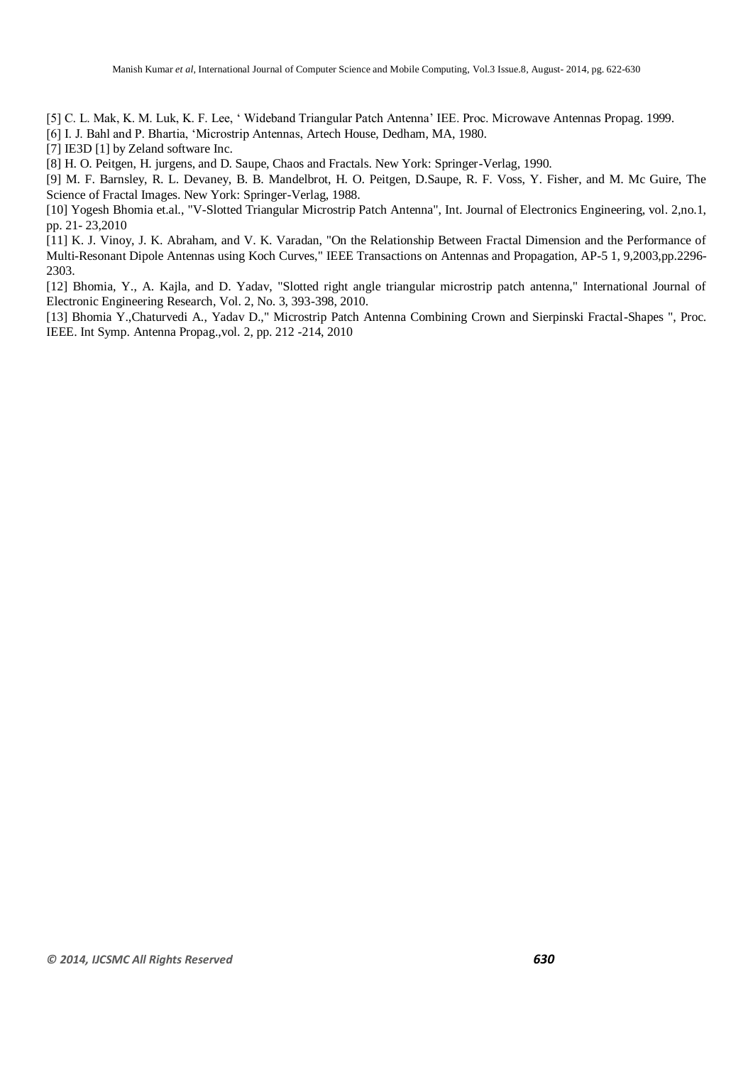[5] C. L. Mak, K. M. Luk, K. F. Lee, ' Wideband Triangular Patch Antenna' IEE. Proc. Microwave Antennas Propag. 1999.

[6] I. J. Bahl and P. Bhartia, 'Microstrip Antennas, Artech House, Dedham, MA, 1980.

[7] IE3D [1] by Zeland software Inc.

[8] H. O. Peitgen, H. jurgens, and D. Saupe, Chaos and Fractals. New York: Springer-Verlag, 1990.

[9] M. F. Barnsley, R. L. Devaney, B. B. Mandelbrot, H. O. Peitgen, D.Saupe, R. F. Voss, Y. Fisher, and M. Mc Guire, The Science of Fractal Images. New York: Springer-Verlag, 1988.

[10] Yogesh Bhomia et.al., "V-Slotted Triangular Microstrip Patch Antenna", Int. Journal of Electronics Engineering, vol. 2,no.1, pp. 21- 23,2010

[11] K. J. Vinoy, J. K. Abraham, and V. K. Varadan, "On the Relationship Between Fractal Dimension and the Performance of Multi-Resonant Dipole Antennas using Koch Curves," IEEE Transactions on Antennas and Propagation, AP-5 1, 9,2003,pp.2296-2303.

[12] Bhomia, Y., A. Kajla, and D. Yadav, "Slotted right angle triangular microstrip patch antenna," International Journal of Electronic Engineering Research, Vol. 2, No. 3, 393-398, 2010.

[13] Bhomia Y.,Chaturvedi A., Yadav D.," Microstrip Patch Antenna Combining Crown and Sierpinski Fractal-Shapes ", Proc. IEEE. Int Symp. Antenna Propag.,vol. 2, pp. 212 -214, 2010